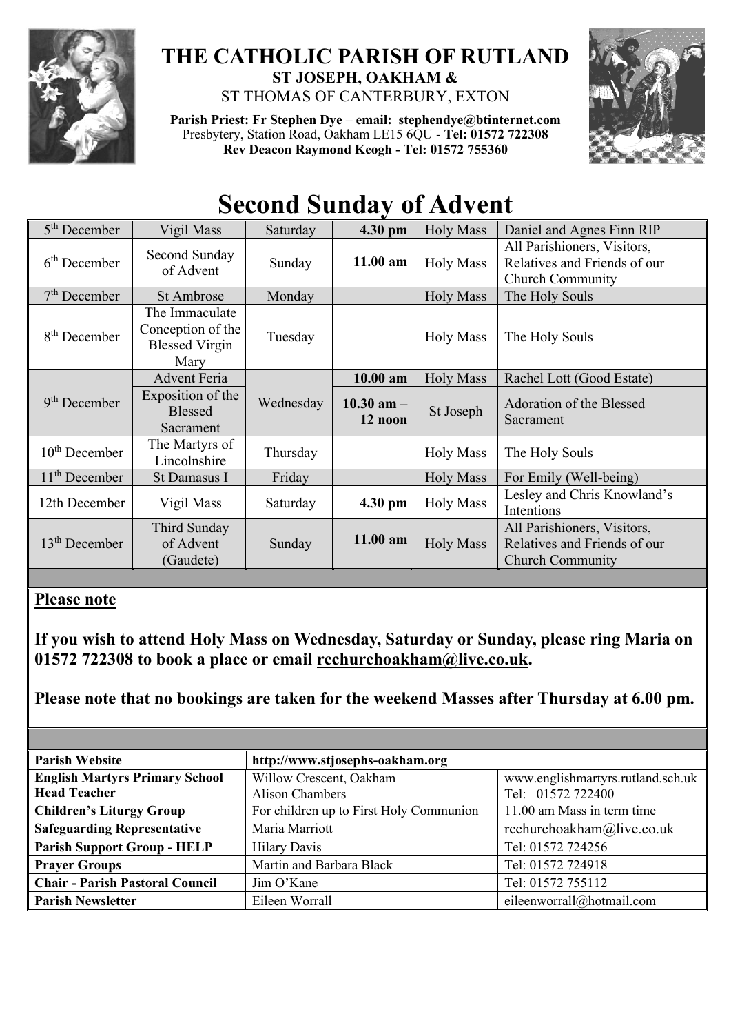# THE CATHOLIC PARISH OF RUTLAND

**ST JOSEPH, OAKHAM &**

ST THOMAS OF CANTERBURY, EXTON

**Parish Priest: Fr Stephen Dye** – **email: stephendye@btinternet.com**
Presbytery, Station Road, Oakham LE15 6QU - **Tel: 01572 722308**
**Rev Deacon Raymond Keogh - Tel: 01572 755360**

# Second Sunday of Advent

| | | | | | |
|---|---|---|---|---|---|
| 5th December | Vigil Mass | Saturday | **4.30 pm** | Holy Mass | Daniel and Agnes Finn RIP |
| 6th December | Second Sunday of Advent | Sunday | **11.00 am** | Holy Mass | All Parishioners, Visitors, Relatives and Friends of our Church Community |
| 7th December | St Ambrose | Monday | | Holy Mass | The Holy Souls |
| 8th December | The Immaculate Conception of the Blessed Virgin Mary | Tuesday | | Holy Mass | The Holy Souls |
| 9th December | Advent Feria | Wednesday | **10.00 am** | Holy Mass | Rachel Lott (Good Estate) |
| | Exposition of the Blessed Sacrament | | **10.30 am – 12 noon** | St Joseph | Adoration of the Blessed Sacrament |
| 10th December | The Martyrs of Lincolnshire | Thursday | | Holy Mass | The Holy Souls |
| 11th December | St Damasus I | Friday | | Holy Mass | For Emily (Well-being) |
| 12th December | Vigil Mass | Saturday | **4.30 pm** | Holy Mass | Lesley and Chris Knowland's Intentions |
| 13th December | Third Sunday of Advent (Gaudete) | Sunday | **11.00 am** | Holy Mass | All Parishioners, Visitors, Relatives and Friends of our Church Community |

**Please note**

**If you wish to attend Holy Mass on Wednesday, Saturday or Sunday, please ring Maria on 01572 722308 to book a place or email rcchurchoakham@live.co.uk.**

**Please note that no bookings are taken for the weekend Masses after Thursday at 6.00 pm.**

| | | |
|---|---|---|
| **Parish Website** | **http://www.stjosephs-oakham.org** | |
| **English Martyrs Primary School Head Teacher** | Willow Crescent, Oakham Alison Chambers | www.englishmartyrs.rutland.sch.uk Tel: 01572 722400 |
| **Children's Liturgy Group** | For children up to First Holy Communion | 11.00 am Mass in term time |
| **Safeguarding Representative** | Maria Marriott | rcchurchoakham@live.co.uk |
| **Parish Support Group - HELP** | Hilary Davis | Tel: 01572 724256 |
| **Prayer Groups** | Martin and Barbara Black | Tel: 01572 724918 |
| **Chair - Parish Pastoral Council** | Jim O'Kane | Tel: 01572 755112 |
| **Parish Newsletter** | Eileen Worrall | eileenworrall@hotmail.com |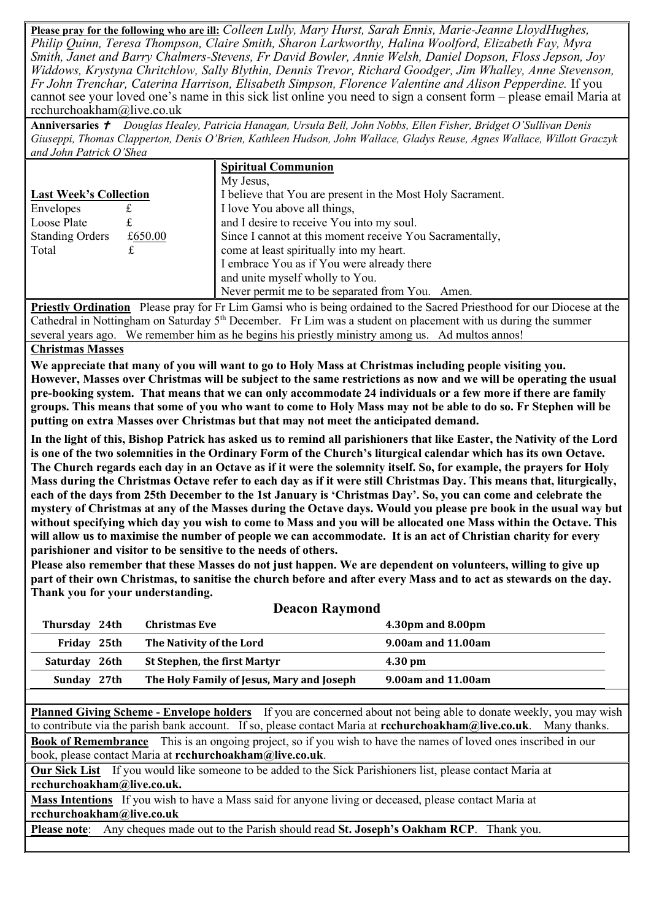**Please pray for the following who are ill:** *Colleen Lully, Mary Hurst, Sarah Ennis, Marie-Jeanne LloydHughes, Philip Quinn, Teresa Thompson, Claire Smith, Sharon Larkworthy, Halina Woolford, Elizabeth Fay, Myra Smith, Janet and Barry Chalmers-Stevens, Fr David Bowler, Annie Welsh, Daniel Dopson, Floss Jepson, Joy Widdows, Krystyna Chritchlow, Sally Blythin, Dennis Trevor, Richard Goodger, Jim Whalley, Anne Stevenson, Fr John Trenchar, Caterina Harrison, Elisabeth Simpson, Florence Valentine and Alison Pepperdine.* If you cannot see your loved one's name in this sick list online you need to sign a consent form – please email Maria at rcchurchoakham@live.co.uk

**Anniversaries** ✝ *Douglas Healey, Patricia Hanagan, Ursula Bell, John Nobbs, Ellen Fisher, Bridget O'Sullivan Denis Giuseppi, Thomas Clapperton, Denis O'Brien, Kathleen Hudson, John Wallace, Gladys Reuse, Agnes Wallace, Willott Graczyk and John Patrick O'Shea*

**Last Week's Collection**

| | |
|---|---|
| Envelopes | £ |
| Loose Plate | £ |
| Standing Orders | £650.00 |
| Total | £ |

**Spiritual Communion**

My Jesus,
I believe that You are present in the Most Holy Sacrament.
I love You above all things,
and I desire to receive You into my soul.
Since I cannot at this moment receive You Sacramentally,
come at least spiritually into my heart.
I embrace You as if You were already there
and unite myself wholly to You.
Never permit me to be separated from You. Amen.

**Priestly Ordination** Please pray for Fr Lim Gamsi who is being ordained to the Sacred Priesthood for our Diocese at the Cathedral in Nottingham on Saturday 5th December. Fr Lim was a student on placement with us during the summer several years ago. We remember him as he begins his priestly ministry among us. Ad multos annos!

**Christmas Masses**

**We appreciate that many of you will want to go to Holy Mass at Christmas including people visiting you. However, Masses over Christmas will be subject to the same restrictions as now and we will be operating the usual pre-booking system. That means that we can only accommodate 24 individuals or a few more if there are family groups. This means that some of you who want to come to Holy Mass may not be able to do so. Fr Stephen will be putting on extra Masses over Christmas but that may not meet the anticipated demand.**

**In the light of this, Bishop Patrick has asked us to remind all parishioners that like Easter, the Nativity of the Lord is one of the two solemnities in the Ordinary Form of the Church's liturgical calendar which has its own Octave. The Church regards each day in an Octave as if it were the solemnity itself. So, for example, the prayers for Holy Mass during the Christmas Octave refer to each day as if it were still Christmas Day. This means that, liturgically, each of the days from 25th December to the 1st January is 'Christmas Day'. So, you can come and celebrate the mystery of Christmas at any of the Masses during the Octave days. Would you please pre book in the usual way but without specifying which day you wish to come to Mass and you will be allocated one Mass within the Octave. This will allow us to maximise the number of people we can accommodate. It is an act of Christian charity for every parishioner and visitor to be sensitive to the needs of others.**

**Please also remember that these Masses do not just happen. We are dependent on volunteers, willing to give up part of their own Christmas, to sanitise the church before and after every Mass and to act as stewards on the day. Thank you for your understanding.**

**Deacon Raymond**

| | | |
|---|---|---|
| **Thursday 24th** | **Christmas Eve** | **4.30pm and 8.00pm** |
| **Friday 25th** | **The Nativity of the Lord** | **9.00am and 11.00am** |
| **Saturday 26th** | **St Stephen, the first Martyr** | **4.30 pm** |
| **Sunday 27th** | **The Holy Family of Jesus, Mary and Joseph** | **9.00am and 11.00am** |

**Planned Giving Scheme - Envelope holders** If you are concerned about not being able to donate weekly, you may wish to contribute via the parish bank account. If so, please contact Maria at **rcchurchoakham@live.co.uk**. Many thanks.

**Book of Remembrance** This is an ongoing project, so if you wish to have the names of loved ones inscribed in our book, please contact Maria at **rcchurchoakham@live.co.uk**.

**Our Sick List** If you would like someone to be added to the Sick Parishioners list, please contact Maria at **rcchurchoakham@live.co.uk.**

**Mass Intentions** If you wish to have a Mass said for anyone living or deceased, please contact Maria at **rcchurchoakham@live.co.uk**

**Please note**: Any cheques made out to the Parish should read **St. Joseph's Oakham RCP**. Thank you.